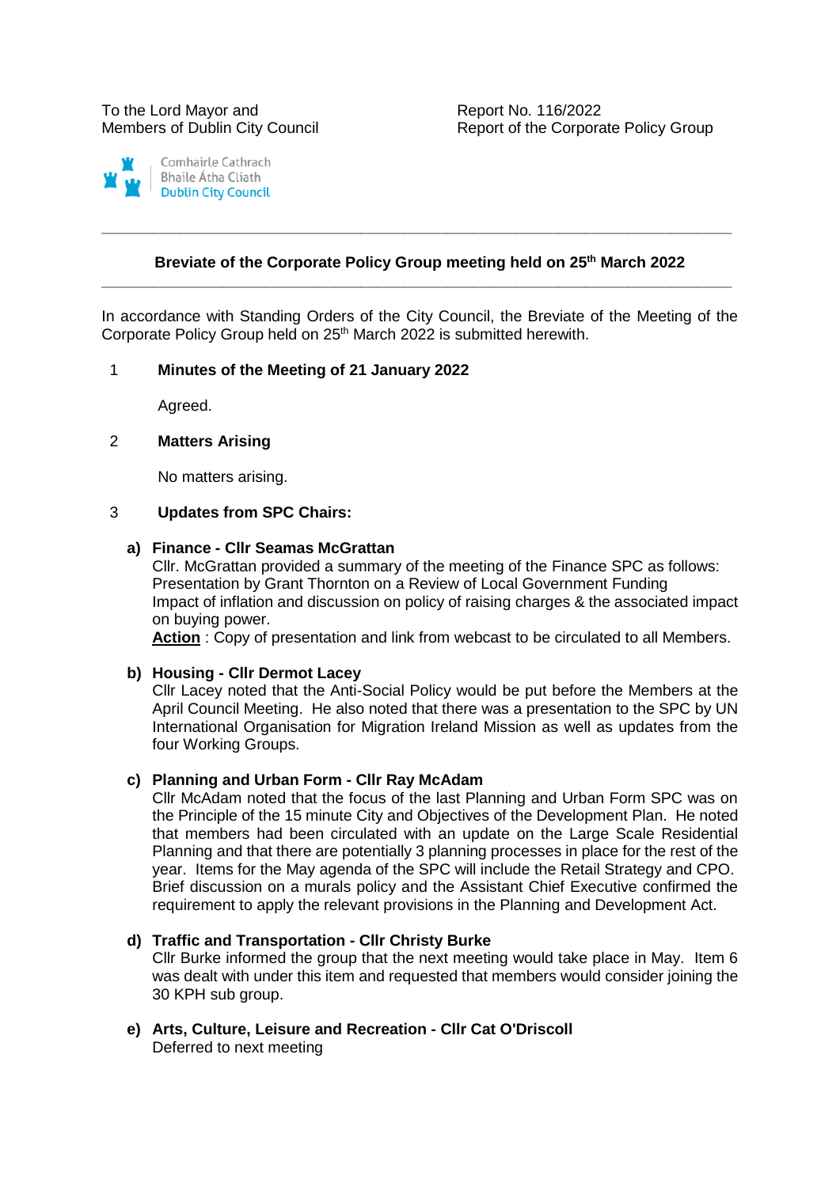To the Lord Mayor and
Members of Dublin City Council

Report No. 116/2022
Report of the Corporate Policy Group

Comhairle Cathrach
Bhaile Átha Cliath
Dublin City Council

---

**Breviate of the Corporate Policy Group meeting held on 25th March 2022**

---

In accordance with Standing Orders of the City Council, the Breviate of the Meeting of the Corporate Policy Group held on 25th March 2022 is submitted herewith.

1 **Minutes of the Meeting of 21 January 2022**

Agreed.

2 **Matters Arising**

No matters arising.

3 **Updates from SPC Chairs:**

**a) Finance - Cllr Seamas McGrattan**
Cllr. McGrattan provided a summary of the meeting of the Finance SPC as follows:
Presentation by Grant Thornton on a Review of Local Government Funding
Impact of inflation and discussion on policy of raising charges & the associated impact on buying power.
**Action** : Copy of presentation and link from webcast to be circulated to all Members.

**b) Housing - Cllr Dermot Lacey**
Cllr Lacey noted that the Anti-Social Policy would be put before the Members at the April Council Meeting. He also noted that there was a presentation to the SPC by UN International Organisation for Migration Ireland Mission as well as updates from the four Working Groups.

**c) Planning and Urban Form - Cllr Ray McAdam**
Cllr McAdam noted that the focus of the last Planning and Urban Form SPC was on the Principle of the 15 minute City and Objectives of the Development Plan. He noted that members had been circulated with an update on the Large Scale Residential Planning and that there are potentially 3 planning processes in place for the rest of the year. Items for the May agenda of the SPC will include the Retail Strategy and CPO. Brief discussion on a murals policy and the Assistant Chief Executive confirmed the requirement to apply the relevant provisions in the Planning and Development Act.

**d) Traffic and Transportation - Cllr Christy Burke**
Cllr Burke informed the group that the next meeting would take place in May. Item 6 was dealt with under this item and requested that members would consider joining the 30 KPH sub group.

**e) Arts, Culture, Leisure and Recreation - Cllr Cat O'Driscoll**
Deferred to next meeting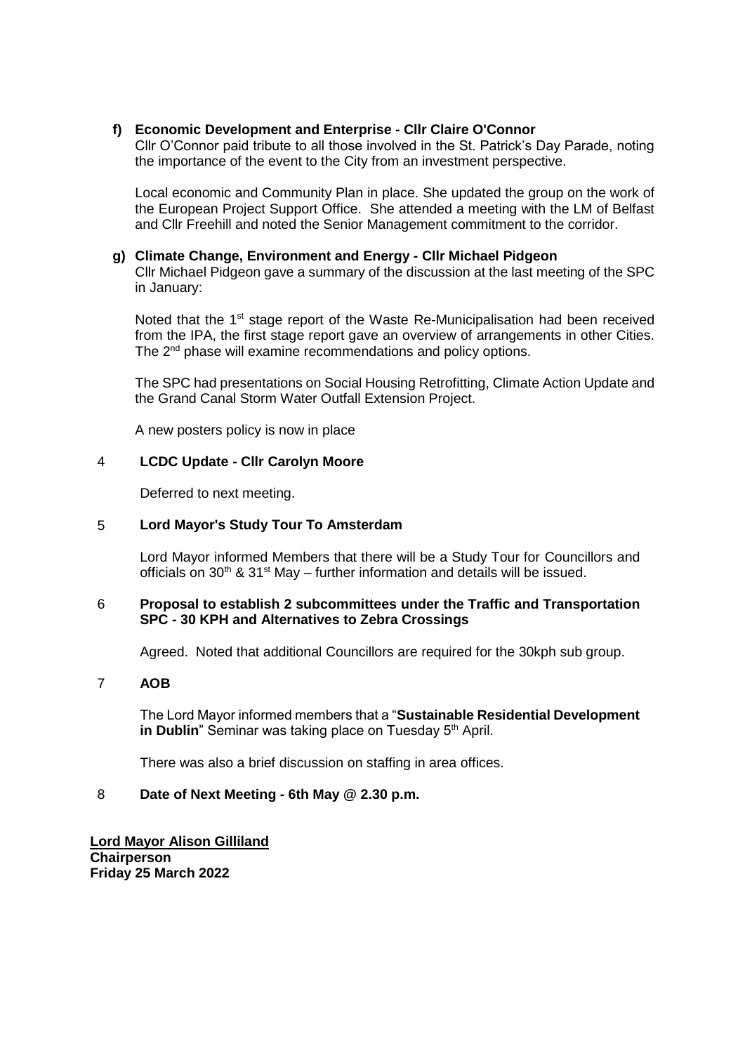**f) Economic Development and Enterprise - Cllr Claire O'Connor**

Cllr O'Connor paid tribute to all those involved in the St. Patrick's Day Parade, noting the importance of the event to the City from an investment perspective.

Local economic and Community Plan in place. She updated the group on the work of the European Project Support Office. She attended a meeting with the LM of Belfast and Cllr Freehill and noted the Senior Management commitment to the corridor.

**g) Climate Change, Environment and Energy - Cllr Michael Pidgeon**

Cllr Michael Pidgeon gave a summary of the discussion at the last meeting of the SPC in January:

Noted that the 1st stage report of the Waste Re-Municipalisation had been received from the IPA, the first stage report gave an overview of arrangements in other Cities. The 2nd phase will examine recommendations and policy options.

The SPC had presentations on Social Housing Retrofitting, Climate Action Update and the Grand Canal Storm Water Outfall Extension Project.

A new posters policy is now in place

**4 LCDC Update - Cllr Carolyn Moore**

Deferred to next meeting.

**5 Lord Mayor's Study Tour To Amsterdam**

Lord Mayor informed Members that there will be a Study Tour for Councillors and officials on 30th & 31st May – further information and details will be issued.

**6 Proposal to establish 2 subcommittees under the Traffic and Transportation SPC - 30 KPH and Alternatives to Zebra Crossings**

Agreed. Noted that additional Councillors are required for the 30kph sub group.

**7 AOB**

The Lord Mayor informed members that a "**Sustainable Residential Development in Dublin**" Seminar was taking place on Tuesday 5th April.

There was also a brief discussion on staffing in area offices.

**8 Date of Next Meeting - 6th May @ 2.30 p.m.**

**Lord Mayor Alison Gilliland**
**Chairperson**
**Friday 25 March 2022**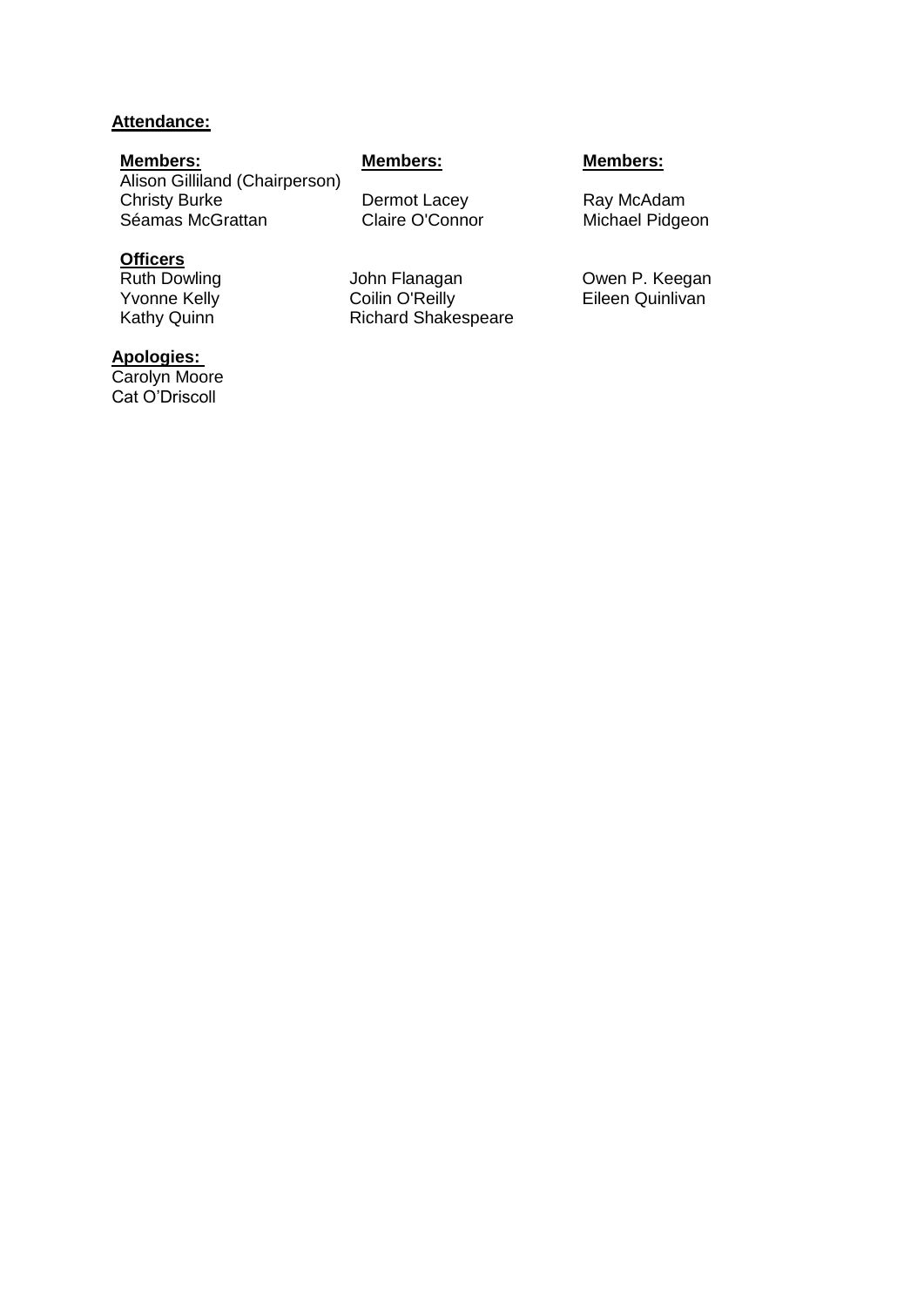**Attendance:**

**Members:**

Alison Gilliland (Chairperson)
Christy Burke
Séamas McGrattan
Dermot Lacey
Claire O'Connor
Ray McAdam
Michael Pidgeon

**Officers**

Ruth Dowling
Yvonne Kelly
Kathy Quinn
John Flanagan
Coilin O'Reilly
Richard Shakespeare
Owen P. Keegan
Eileen Quinlivan

**Apologies:**

Carolyn Moore
Cat O'Driscoll